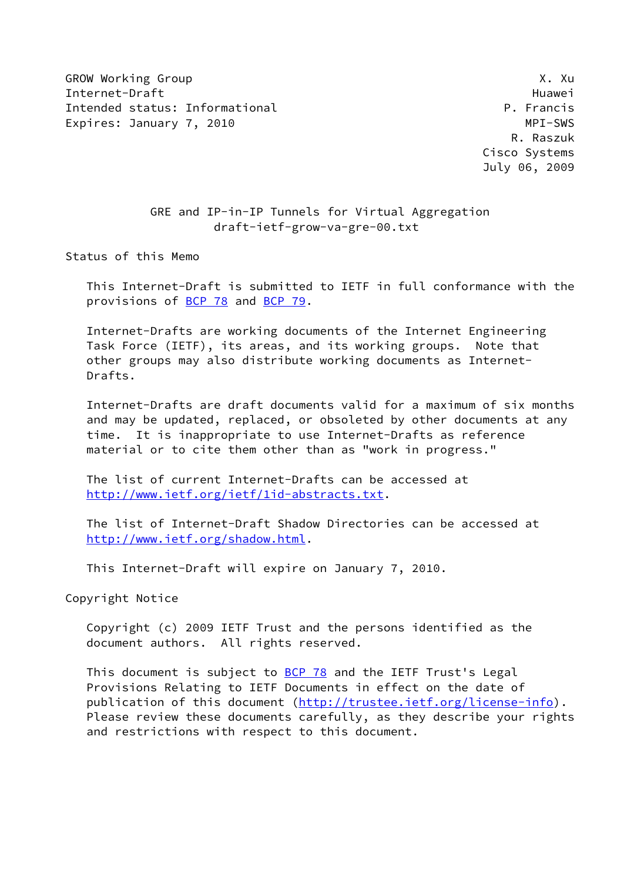GROW Working Group — X. Xu
Internet-Draft — Huawei
Intended status: Informational — P. Francis
Expires: January 7, 2010 — MPI-SWS
R. Raszuk
Cisco Systems
July 06, 2009

# GRE and IP-in-IP Tunnels for Virtual Aggregation
draft-ietf-grow-va-gre-00.txt

## Status of this Memo

This Internet-Draft is submitted to IETF in full conformance with the provisions of BCP 78 and BCP 79.

Internet-Drafts are working documents of the Internet Engineering Task Force (IETF), its areas, and its working groups. Note that other groups may also distribute working documents as Internet-Drafts.

Internet-Drafts are draft documents valid for a maximum of six months and may be updated, replaced, or obsoleted by other documents at any time. It is inappropriate to use Internet-Drafts as reference material or to cite them other than as "work in progress."

The list of current Internet-Drafts can be accessed at http://www.ietf.org/ietf/1id-abstracts.txt.

The list of Internet-Draft Shadow Directories can be accessed at http://www.ietf.org/shadow.html.

This Internet-Draft will expire on January 7, 2010.

## Copyright Notice

Copyright (c) 2009 IETF Trust and the persons identified as the document authors. All rights reserved.

This document is subject to BCP 78 and the IETF Trust's Legal Provisions Relating to IETF Documents in effect on the date of publication of this document (http://trustee.ietf.org/license-info). Please review these documents carefully, as they describe your rights and restrictions with respect to this document.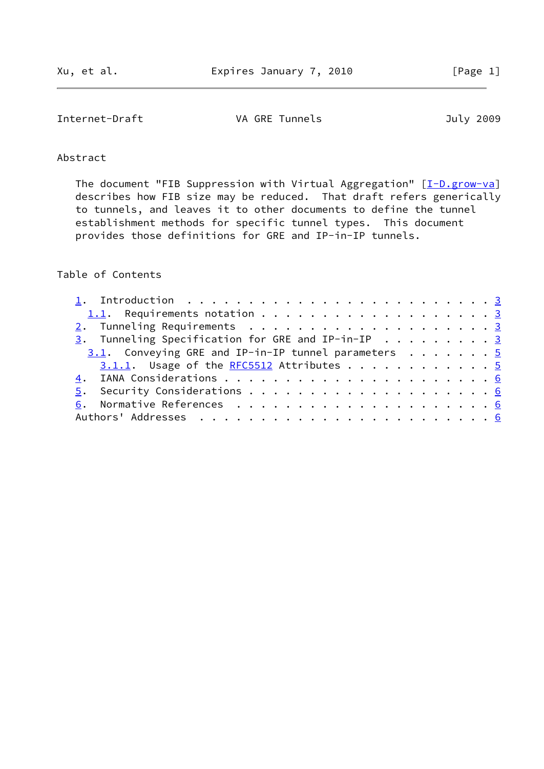## Abstract

The document "FIB Suppression with Virtual Aggregation" [I-D.grow-va] describes how FIB size may be reduced. That draft refers generically to tunnels, and leaves it to other documents to define the tunnel establishment methods for specific tunnel types. This document provides those definitions for GRE and IP-in-IP tunnels.

## Table of Contents

- 1. Introduction . . . . . . . . . . . . . . . . . . . . . . . . . 3
  - 1.1. Requirements notation . . . . . . . . . . . . . . . . . . . 3
- 2. Tunneling Requirements . . . . . . . . . . . . . . . . . . . . 3
- 3. Tunneling Specification for GRE and IP-in-IP . . . . . . . . . 3
  - 3.1. Conveying GRE and IP-in-IP tunnel parameters . . . . . . . 5
    - 3.1.1. Usage of the RFC5512 Attributes . . . . . . . . . . . . 5
- 4. IANA Considerations . . . . . . . . . . . . . . . . . . . . . . 6
- 5. Security Considerations . . . . . . . . . . . . . . . . . . . . 6
- 6. Normative References . . . . . . . . . . . . . . . . . . . . . 6
- Authors' Addresses . . . . . . . . . . . . . . . . . . . . . . . . 6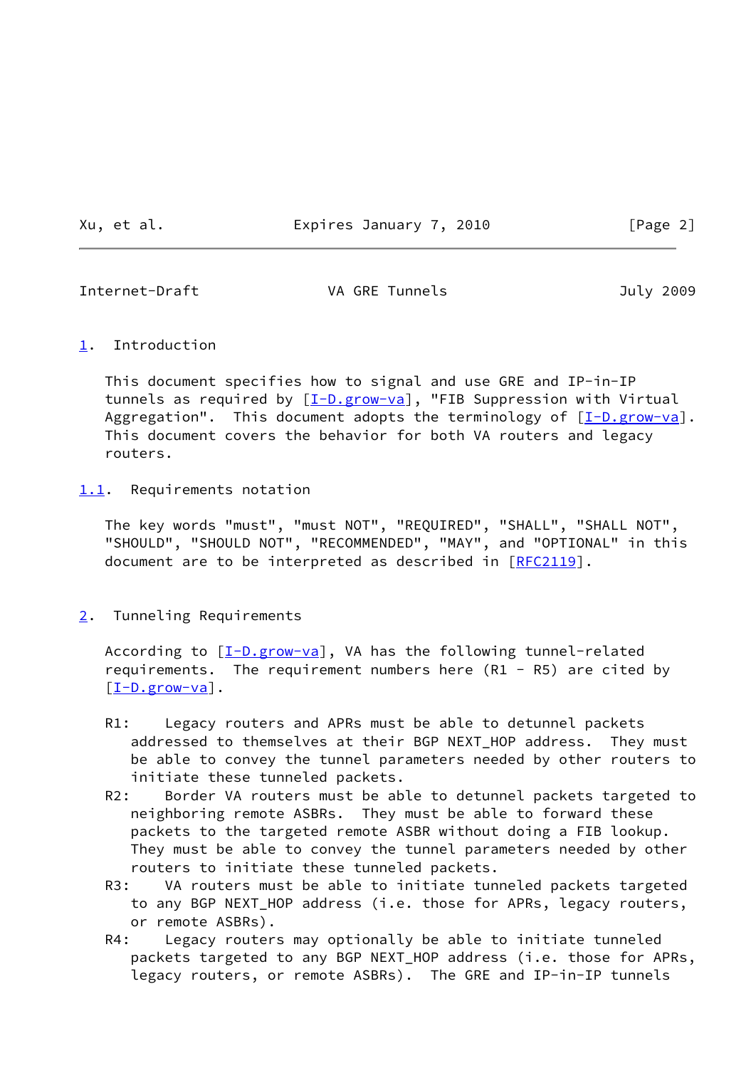## 1. Introduction

This document specifies how to signal and use GRE and IP-in-IP tunnels as required by [I-D.grow-va], "FIB Suppression with Virtual Aggregation". This document adopts the terminology of [I-D.grow-va]. This document covers the behavior for both VA routers and legacy routers.

### 1.1. Requirements notation

The key words "must", "must NOT", "REQUIRED", "SHALL", "SHALL NOT", "SHOULD", "SHOULD NOT", "RECOMMENDED", "MAY", and "OPTIONAL" in this document are to be interpreted as described in [RFC2119].

## 2. Tunneling Requirements

According to [I-D.grow-va], VA has the following tunnel-related requirements. The requirement numbers here (R1 - R5) are cited by [I-D.grow-va].

R1: Legacy routers and APRs must be able to detunnel packets addressed to themselves at their BGP NEXT_HOP address. They must be able to convey the tunnel parameters needed by other routers to initiate these tunneled packets.

R2: Border VA routers must be able to detunnel packets targeted to neighboring remote ASBRs. They must be able to forward these packets to the targeted remote ASBR without doing a FIB lookup. They must be able to convey the tunnel parameters needed by other routers to initiate these tunneled packets.

R3: VA routers must be able to initiate tunneled packets targeted to any BGP NEXT_HOP address (i.e. those for APRs, legacy routers, or remote ASBRs).

R4: Legacy routers may optionally be able to initiate tunneled packets targeted to any BGP NEXT_HOP address (i.e. those for APRs, legacy routers, or remote ASBRs). The GRE and IP-in-IP tunnels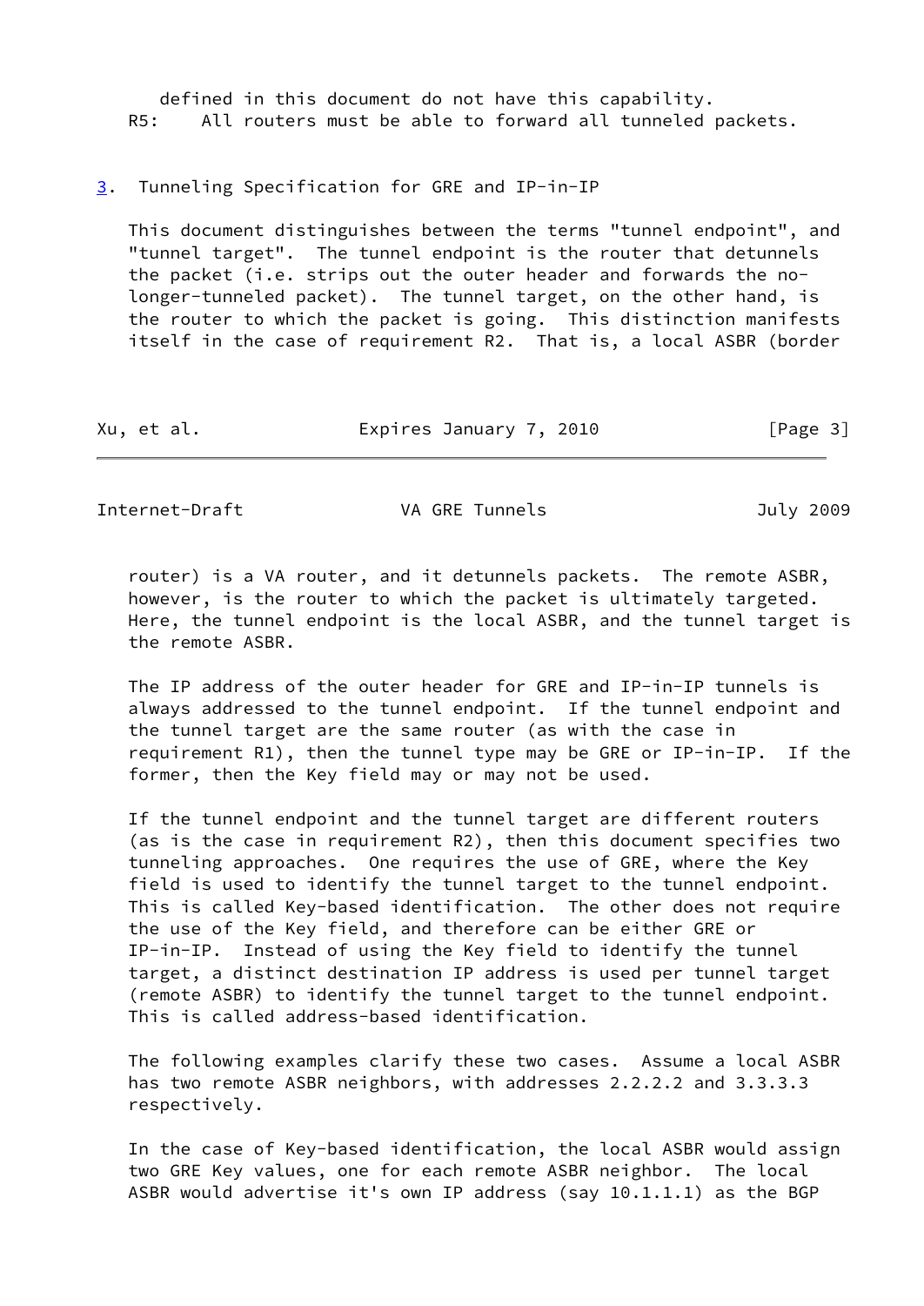defined in this document do not have this capability.

R5: All routers must be able to forward all tunneled packets.

## 3. Tunneling Specification for GRE and IP-in-IP

This document distinguishes between the terms "tunnel endpoint", and "tunnel target". The tunnel endpoint is the router that detunnels the packet (i.e. strips out the outer header and forwards the no-longer-tunneled packet). The tunnel target, on the other hand, is the router to which the packet is going. This distinction manifests itself in the case of requirement R2. That is, a local ASBR (border router) is a VA router, and it detunnels packets. The remote ASBR, however, is the router to which the packet is ultimately targeted. Here, the tunnel endpoint is the local ASBR, and the tunnel target is the remote ASBR.

The IP address of the outer header for GRE and IP-in-IP tunnels is always addressed to the tunnel endpoint. If the tunnel endpoint and the tunnel target are the same router (as with the case in requirement R1), then the tunnel type may be GRE or IP-in-IP. If the former, then the Key field may or may not be used.

If the tunnel endpoint and the tunnel target are different routers (as is the case in requirement R2), then this document specifies two tunneling approaches. One requires the use of GRE, where the Key field is used to identify the tunnel target to the tunnel endpoint. This is called Key-based identification. The other does not require the use of the Key field, and therefore can be either GRE or IP-in-IP. Instead of using the Key field to identify the tunnel target, a distinct destination IP address is used per tunnel target (remote ASBR) to identify the tunnel target to the tunnel endpoint. This is called address-based identification.

The following examples clarify these two cases. Assume a local ASBR has two remote ASBR neighbors, with addresses 2.2.2.2 and 3.3.3.3 respectively.

In the case of Key-based identification, the local ASBR would assign two GRE Key values, one for each remote ASBR neighbor. The local ASBR would advertise it's own IP address (say 10.1.1.1) as the BGP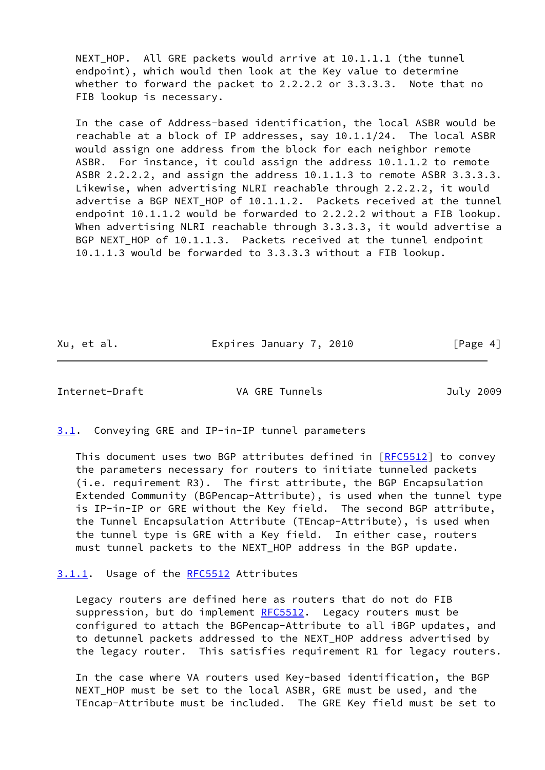NEXT_HOP. All GRE packets would arrive at 10.1.1.1 (the tunnel endpoint), which would then look at the Key value to determine whether to forward the packet to 2.2.2.2 or 3.3.3.3. Note that no FIB lookup is necessary.

In the case of Address-based identification, the local ASBR would be reachable at a block of IP addresses, say 10.1.1/24. The local ASBR would assign one address from the block for each neighbor remote ASBR. For instance, it could assign the address 10.1.1.2 to remote ASBR 2.2.2.2, and assign the address 10.1.1.3 to remote ASBR 3.3.3.3. Likewise, when advertising NLRI reachable through 2.2.2.2, it would advertise a BGP NEXT_HOP of 10.1.1.2. Packets received at the tunnel endpoint 10.1.1.2 would be forwarded to 2.2.2.2 without a FIB lookup. When advertising NLRI reachable through 3.3.3.3, it would advertise a BGP NEXT_HOP of 10.1.1.3. Packets received at the tunnel endpoint 10.1.1.3 would be forwarded to 3.3.3.3 without a FIB lookup.

### 3.1. Conveying GRE and IP-in-IP tunnel parameters

This document uses two BGP attributes defined in [RFC5512] to convey the parameters necessary for routers to initiate tunneled packets (i.e. requirement R3). The first attribute, the BGP Encapsulation Extended Community (BGPencap-Attribute), is used when the tunnel type is IP-in-IP or GRE without the Key field. The second BGP attribute, the Tunnel Encapsulation Attribute (TEncap-Attribute), is used when the tunnel type is GRE with a Key field. In either case, routers must tunnel packets to the NEXT_HOP address in the BGP update.

#### 3.1.1. Usage of the RFC5512 Attributes

Legacy routers are defined here as routers that do not do FIB suppression, but do implement RFC5512. Legacy routers must be configured to attach the BGPencap-Attribute to all iBGP updates, and to detunnel packets addressed to the NEXT_HOP address advertised by the legacy router. This satisfies requirement R1 for legacy routers.

In the case where VA routers used Key-based identification, the BGP NEXT_HOP must be set to the local ASBR, GRE must be used, and the TEncap-Attribute must be included. The GRE Key field must be set to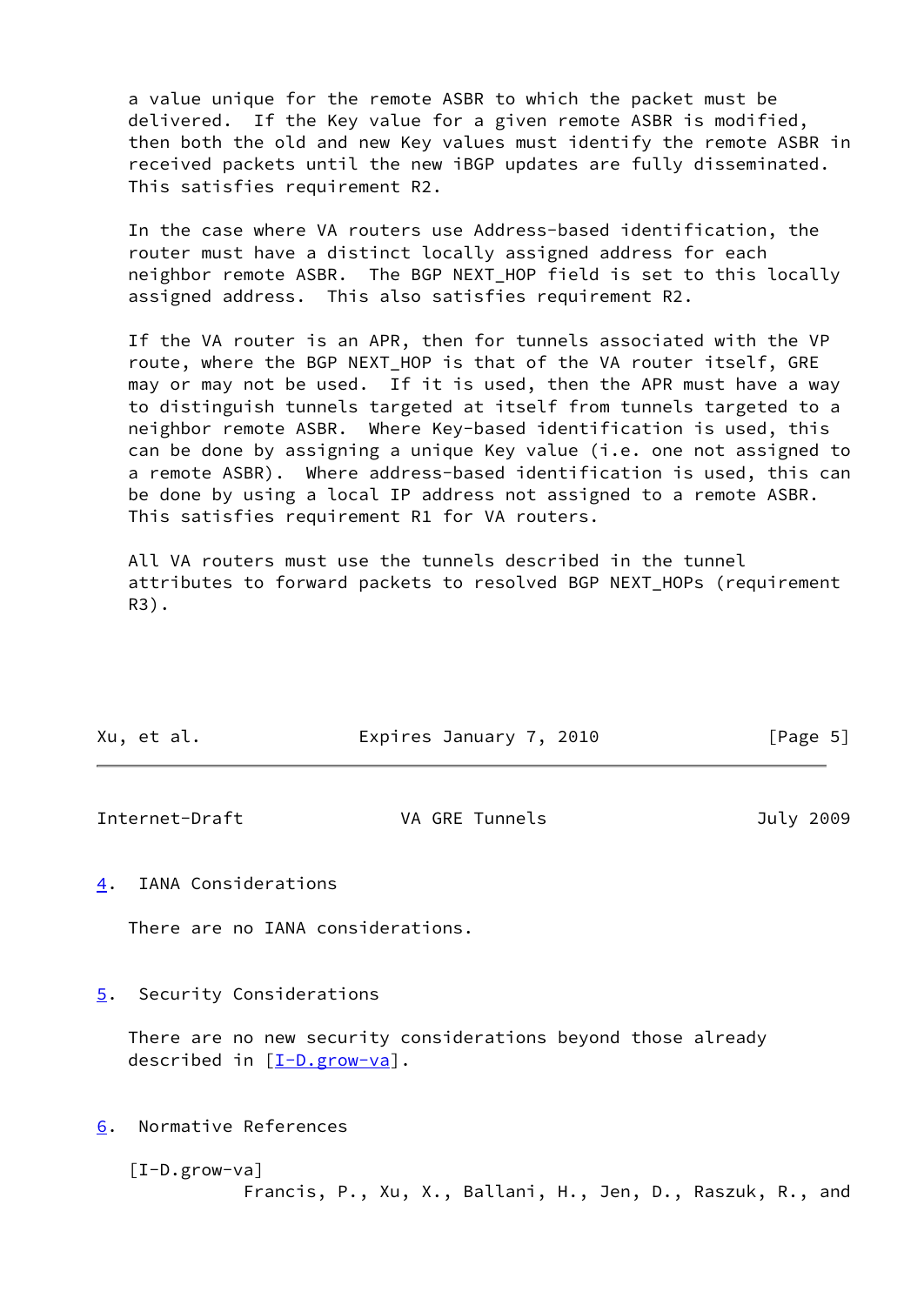a value unique for the remote ASBR to which the packet must be delivered. If the Key value for a given remote ASBR is modified, then both the old and new Key values must identify the remote ASBR in received packets until the new iBGP updates are fully disseminated. This satisfies requirement R2.

In the case where VA routers use Address-based identification, the router must have a distinct locally assigned address for each neighbor remote ASBR. The BGP NEXT_HOP field is set to this locally assigned address. This also satisfies requirement R2.

If the VA router is an APR, then for tunnels associated with the VP route, where the BGP NEXT_HOP is that of the VA router itself, GRE may or may not be used. If it is used, then the APR must have a way to distinguish tunnels targeted at itself from tunnels targeted to a neighbor remote ASBR. Where Key-based identification is used, this can be done by assigning a unique Key value (i.e. one not assigned to a remote ASBR). Where address-based identification is used, this can be done by using a local IP address not assigned to a remote ASBR. This satisfies requirement R1 for VA routers.

All VA routers must use the tunnels described in the tunnel attributes to forward packets to resolved BGP NEXT_HOPs (requirement R3).

## 4. IANA Considerations

There are no IANA considerations.

## 5. Security Considerations

There are no new security considerations beyond those already described in [I-D.grow-va].

## 6. Normative References

[I-D.grow-va]
Francis, P., Xu, X., Ballani, H., Jen, D., Raszuk, R., and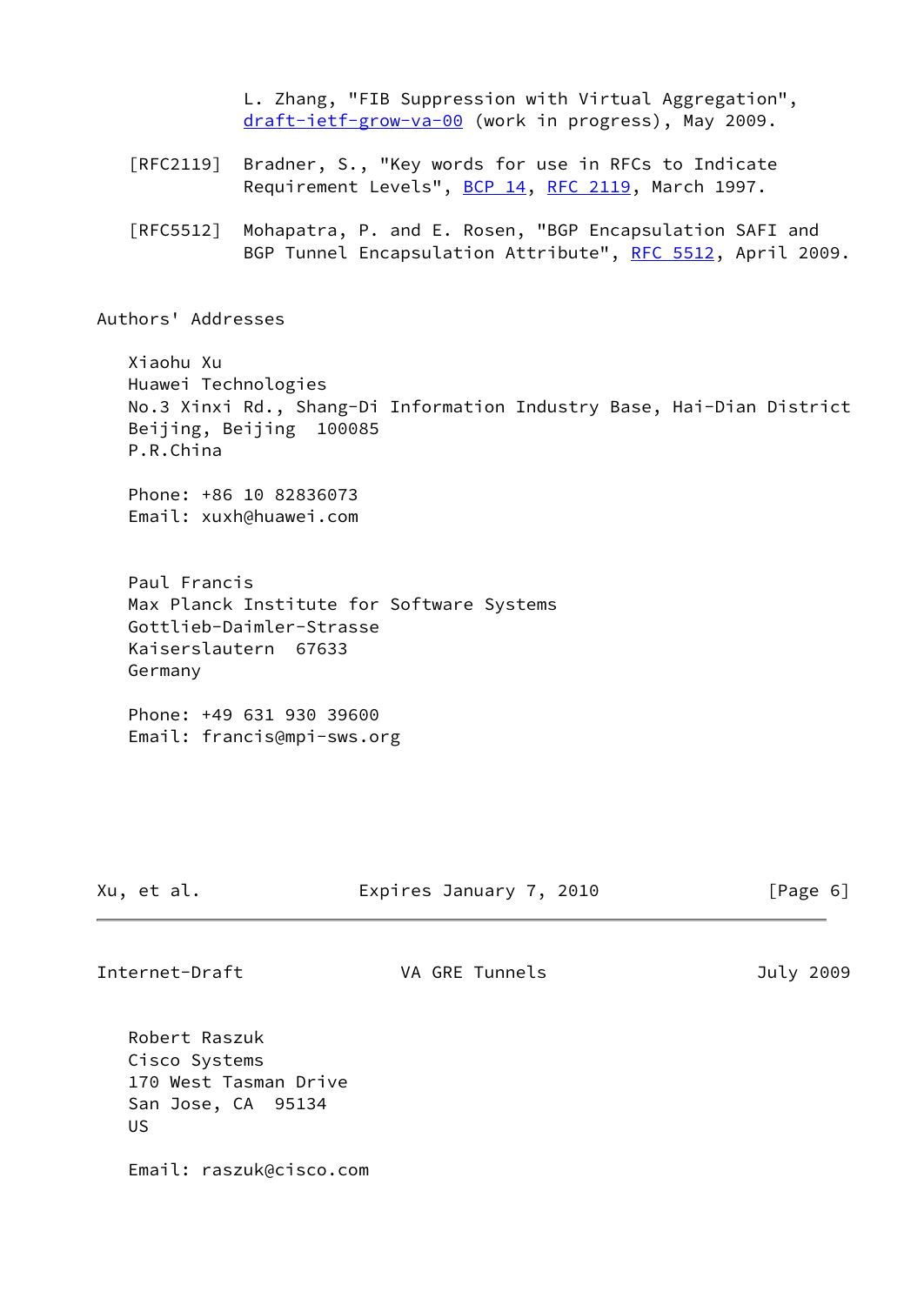L. Zhang, "FIB Suppression with Virtual Aggregation", draft-ietf-grow-va-00 (work in progress), May 2009.

[RFC2119] Bradner, S., "Key words for use in RFCs to Indicate Requirement Levels", BCP 14, RFC 2119, March 1997.

[RFC5512] Mohapatra, P. and E. Rosen, "BGP Encapsulation SAFI and BGP Tunnel Encapsulation Attribute", RFC 5512, April 2009.

## Authors' Addresses

Xiaohu Xu
Huawei Technologies
No.3 Xinxi Rd., Shang-Di Information Industry Base, Hai-Dian District
Beijing, Beijing  100085
P.R.China

Phone: +86 10 82836073
Email: xuxh@huawei.com

Paul Francis
Max Planck Institute for Software Systems
Gottlieb-Daimler-Strasse
Kaiserslautern  67633
Germany

Phone: +49 631 930 39600
Email: francis@mpi-sws.org

Robert Raszuk
Cisco Systems
170 West Tasman Drive
San Jose, CA  95134
US

Email: raszuk@cisco.com